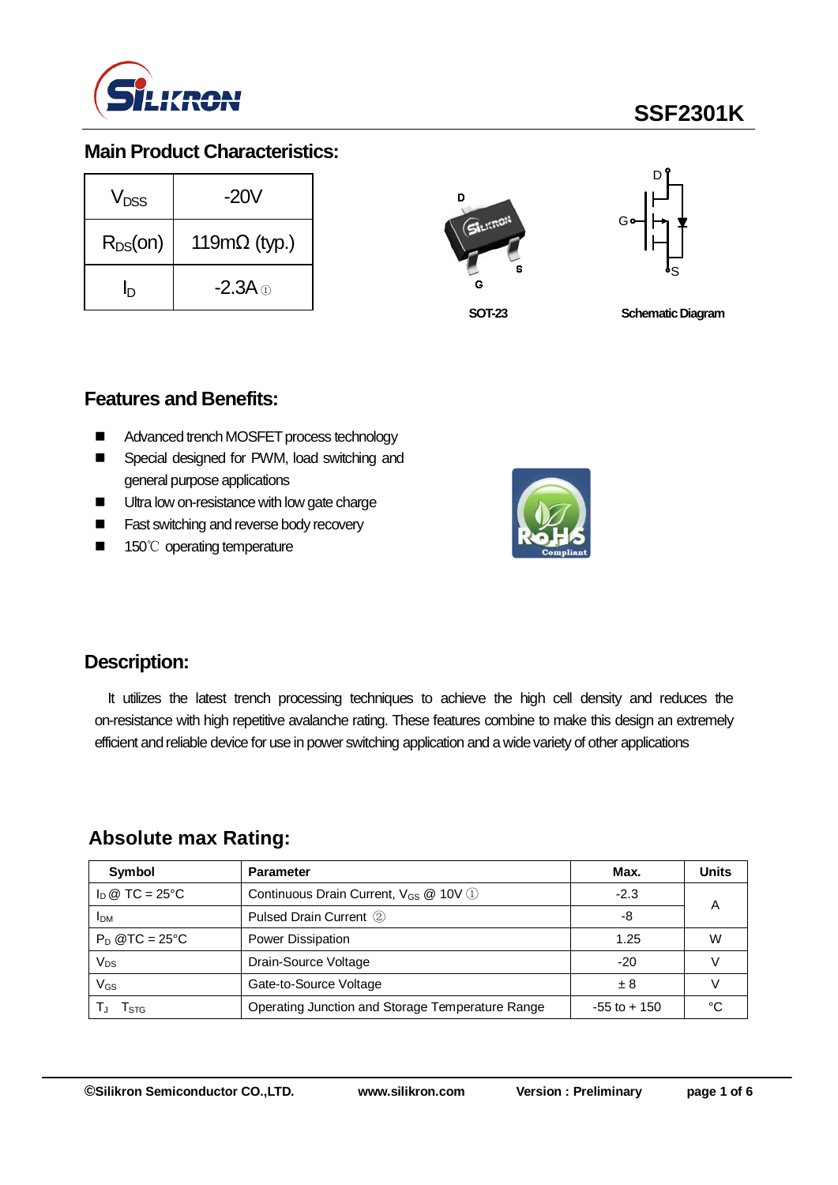# SSF2301K

## Main Product Characteristics:

| | |
|---|---|
| $V_{DSS}$ | -20V |
| $R_{DS}$(on) | 119mΩ (typ.) |
| $I_D$ | -2.3A ① |

SOT-23

Schematic Diagram

## Features and Benefits:

- Advanced trench MOSFET process technology
- Special designed for PWM, load switching and general purpose applications
- Ultra low on-resistance with low gate charge
- Fast switching and reverse body recovery
- 150℃ operating temperature

## Description:

It utilizes the latest trench processing techniques to achieve the high cell density and reduces the on-resistance with high repetitive avalanche rating. These features combine to make this design an extremely efficient and reliable device for use in power switching application and a wide variety of other applications

## Absolute max Rating:

| Symbol | Parameter | Max. | Units |
|---|---|---|---|
| $I_D$ @ TC = 25°C | Continuous Drain Current, $V_{GS}$ @ 10V ① | -2.3 | A |
| $I_{DM}$ | Pulsed Drain Current ② | -8 | |
| $P_D$ @TC = 25°C | Power Dissipation | 1.25 | W |
| $V_{DS}$ | Drain-Source Voltage | -20 | V |
| $V_{GS}$ | Gate-to-Source Voltage | ± 8 | V |
| $T_J$ $T_{STG}$ | Operating Junction and Storage Temperature Range | -55 to + 150 | °C |

©Silikron Semiconductor CO.,LTD. www.silikron.com Version : Preliminary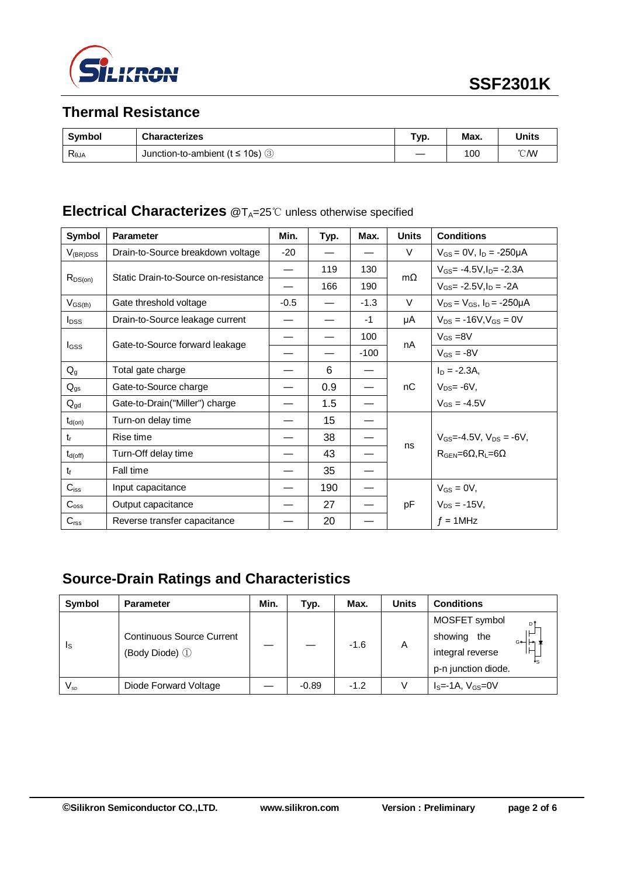## Thermal Resistance

| Symbol | Characterizes | Typ. | Max. | Units |
|---|---|---|---|---|
| $R_{\theta JA}$ | Junction-to-ambient (t ≤ 10s) ③ | — | 100 | ℃/W |

## Electrical Characterizes @$T_A$=25℃ unless otherwise specified

| Symbol | Parameter | Min. | Typ. | Max. | Units | Conditions |
|---|---|---|---|---|---|---|
| $V_{(BR)DSS}$ | Drain-to-Source breakdown voltage | -20 | — | — | V | $V_{GS}$ = 0V, $I_D$ = -250μA |
| $R_{DS(on)}$ | Static Drain-to-Source on-resistance | — | 119 | 130 | mΩ | $V_{GS}$= -4.5V,$I_D$= -2.3A |
| | | — | 166 | 190 | | $V_{GS}$= -2.5V,$I_D$ = -2A |
| $V_{GS(th)}$ | Gate threshold voltage | -0.5 | — | -1.3 | V | $V_{DS}$ = $V_{GS}$, $I_D$ = -250μA |
| $I_{DSS}$ | Drain-to-Source leakage current | — | — | -1 | μA | $V_{DS}$ = -16V,$V_{GS}$ = 0V |
| $I_{GSS}$ | Gate-to-Source forward leakage | — | — | 100 | nA | $V_{GS}$ =8V |
| | | — | — | -100 | | $V_{GS}$ = -8V |
| $Q_g$ | Total gate charge | — | 6 | — | nC | $I_D$ = -2.3A, |
| $Q_{gs}$ | Gate-to-Source charge | — | 0.9 | — | | $V_{DS}$= -6V, |
| $Q_{gd}$ | Gate-to-Drain("Miller") charge | — | 1.5 | — | | $V_{GS}$ = -4.5V |
| $t_{d(on)}$ | Turn-on delay time | — | 15 | — | ns | $V_{GS}$=-4.5V, $V_{DS}$ = -6V, |
| $t_r$ | Rise time | — | 38 | — | | $R_{GEN}$=6Ω,$R_L$=6Ω |
| $t_{d(off)}$ | Turn-Off delay time | — | 43 | — | | |
| $t_f$ | Fall time | — | 35 | — | | |
| $C_{iss}$ | Input capacitance | — | 190 | — | pF | $V_{GS}$ = 0V, |
| $C_{oss}$ | Output capacitance | — | 27 | — | | $V_{DS}$ = -15V, |
| $C_{rss}$ | Reverse transfer capacitance | — | 20 | — | | $f$ = 1MHz |

## Source-Drain Ratings and Characteristics

| Symbol | Parameter | Min. | Typ. | Max. | Units | Conditions |
|---|---|---|---|---|---|---|
| $I_S$ | Continuous Source Current (Body Diode) ① | — | — | -1.6 | A | MOSFET symbol showing the integral reverse p-n junction diode. |
| $V_{SD}$ | Diode Forward Voltage | — | -0.89 | -1.2 | V | $I_S$=-1A, $V_{GS}$=0V |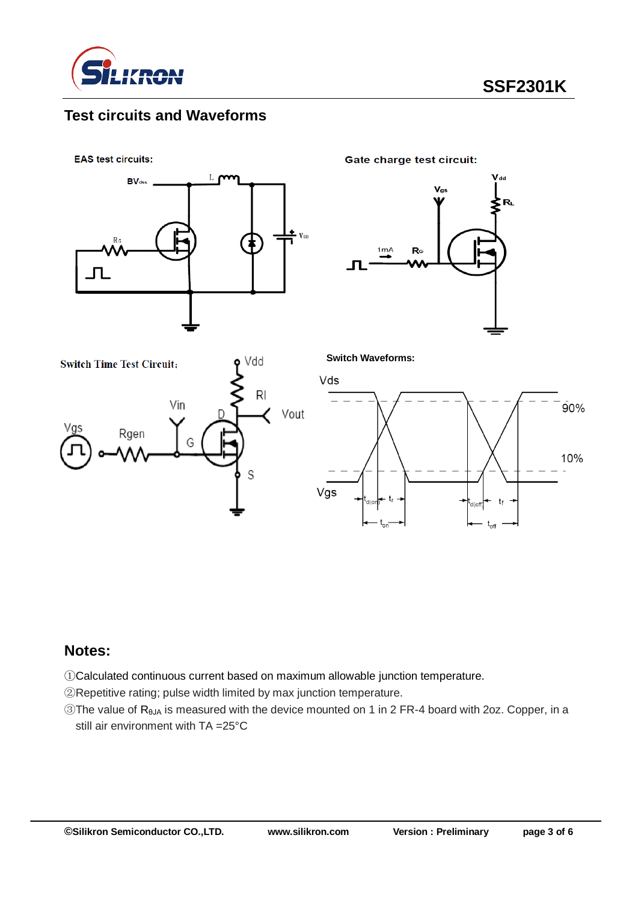## Test circuits and Waveforms

EAS test circuits:

Gate charge test circuit:

Switch Time Test Circuit:

Switch Waveforms:

## Notes:

①Calculated continuous current based on maximum allowable junction temperature.

②Repetitive rating; pulse width limited by max junction temperature.

③The value of $R_{\theta JA}$ is measured with the device mounted on 1 in 2 FR-4 board with 2oz. Copper, in a still air environment with TA =25°C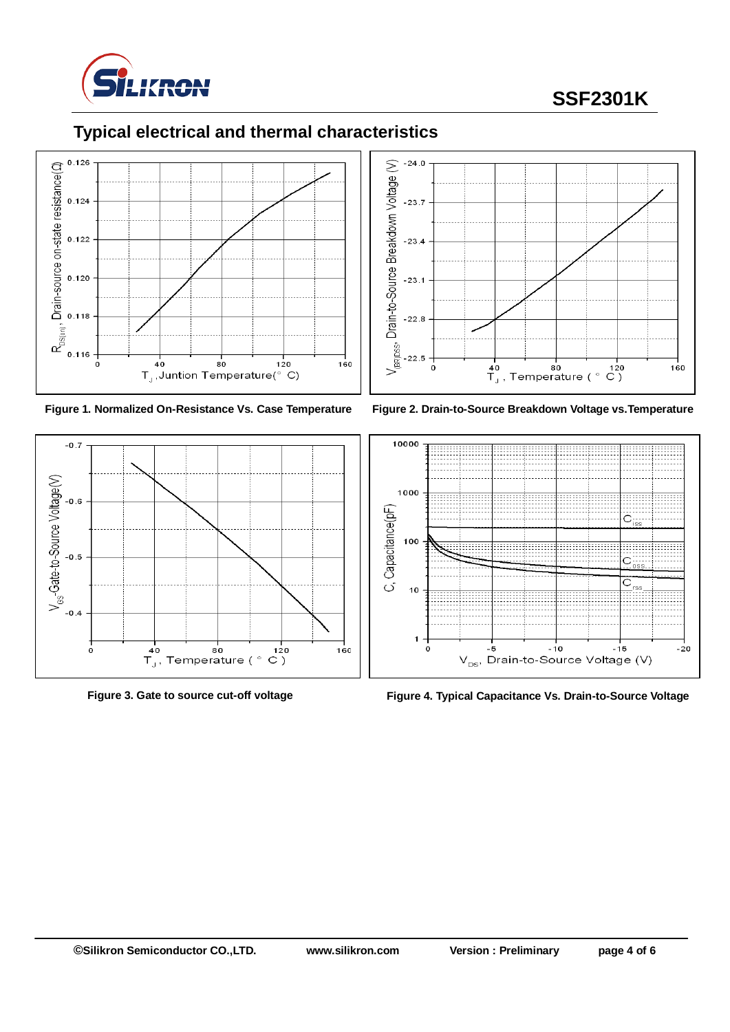## Typical electrical and thermal characteristics

**Figure 1. Normalized On-Resistance Vs. Case Temperature**

**Figure 2. Drain-to-Source Breakdown Voltage vs.Temperature**

**Figure 3. Gate to source cut-off voltage**

**Figure 4. Typical Capacitance Vs. Drain-to-Source Voltage**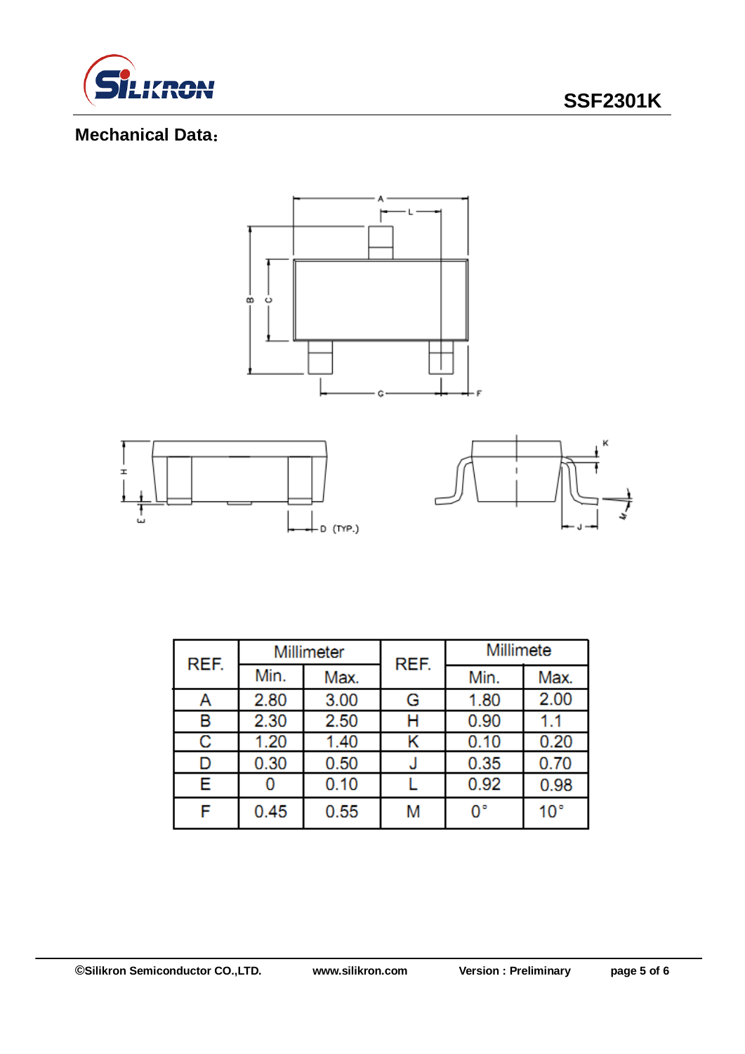## Mechanical Data：

| REF. | Millimeter | | REF. | Millimete | |
|---|---|---|---|---|---|
| | Min. | Max. | | Min. | Max. |
| A | 2.80 | 3.00 | G | 1.80 | 2.00 |
| B | 2.30 | 2.50 | H | 0.90 | 1.1 |
| C | 1.20 | 1.40 | K | 0.10 | 0.20 |
| D | 0.30 | 0.50 | J | 0.35 | 0.70 |
| E | 0 | 0.10 | L | 0.92 | 0.98 |
| F | 0.45 | 0.55 | M | 0° | 10° |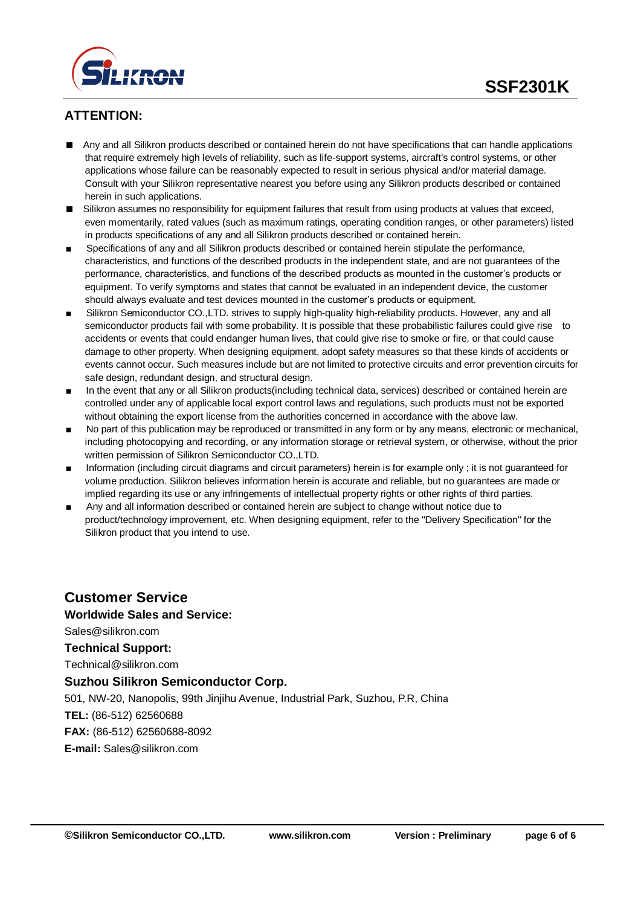## ATTENTION:

- Any and all Silikron products described or contained herein do not have specifications that can handle applications that require extremely high levels of reliability, such as life-support systems, aircraft's control systems, or other applications whose failure can be reasonably expected to result in serious physical and/or material damage. Consult with your Silikron representative nearest you before using any Silikron products described or contained herein in such applications.
- Silikron assumes no responsibility for equipment failures that result from using products at values that exceed, even momentarily, rated values (such as maximum ratings, operating condition ranges, or other parameters) listed in products specifications of any and all Silikron products described or contained herein.
- Specifications of any and all Silikron products described or contained herein stipulate the performance, characteristics, and functions of the described products in the independent state, and are not guarantees of the performance, characteristics, and functions of the described products as mounted in the customer's products or equipment. To verify symptoms and states that cannot be evaluated in an independent device, the customer should always evaluate and test devices mounted in the customer's products or equipment.
- Silikron Semiconductor CO.,LTD. strives to supply high-quality high-reliability products. However, any and all semiconductor products fail with some probability. It is possible that these probabilistic failures could give rise to accidents or events that could endanger human lives, that could give rise to smoke or fire, or that could cause damage to other property. When designing equipment, adopt safety measures so that these kinds of accidents or events cannot occur. Such measures include but are not limited to protective circuits and error prevention circuits for safe design, redundant design, and structural design.
- In the event that any or all Silikron products(including technical data, services) described or contained herein are controlled under any of applicable local export control laws and regulations, such products must not be exported without obtaining the export license from the authorities concerned in accordance with the above law.
- No part of this publication may be reproduced or transmitted in any form or by any means, electronic or mechanical, including photocopying and recording, or any information storage or retrieval system, or otherwise, without the prior written permission of Silikron Semiconductor CO.,LTD.
- Information (including circuit diagrams and circuit parameters) herein is for example only ; it is not guaranteed for volume production. Silikron believes information herein is accurate and reliable, but no guarantees are made or implied regarding its use or any infringements of intellectual property rights or other rights of third parties.
- Any and all information described or contained herein are subject to change without notice due to product/technology improvement, etc. When designing equipment, refer to the "Delivery Specification" for the Silikron product that you intend to use.

## Customer Service

**Worldwide Sales and Service:**

Sales@silikron.com

**Technical Support:**

Technical@silikron.com

### Suzhou Silikron Semiconductor Corp.

501, NW-20, Nanopolis, 99th Jinjihu Avenue, Industrial Park, Suzhou, P.R, China

**TEL:** (86-512) 62560688

**FAX:** (86-512) 62560688-8092

**E-mail:** Sales@silikron.com